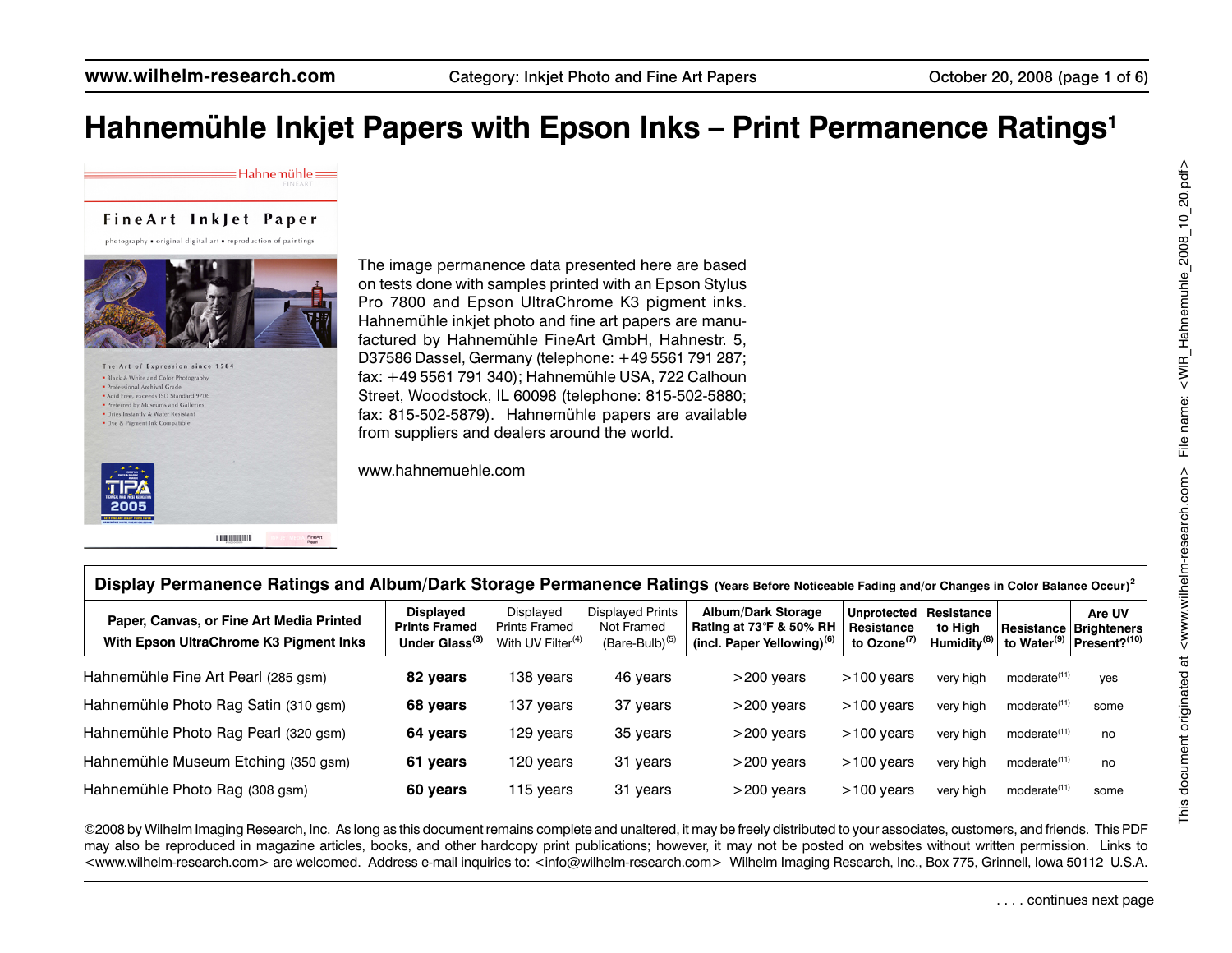# Hahnemühle Inkjet Papers with Epson Inks – Print Permanence Ratings[1]

The image permanence data presented here are based on tests done with samples printed with an Epson Stylus Pro 7800 and Epson UltraChrome K3 pigment inks. Hahnemühle inkjet photo and fine art papers are manufactured by Hahnemühle FineArt GmbH, Hahnestr. 5, D37586 Dassel, Germany (telephone: +49 5561 791 287; fax: +49 5561 791 340); Hahnemühle USA, 722 Calhoun Street, Woodstock, IL 60098 (telephone: 815-502-5880; fax: 815-502-5879). Hahnemühle papers are available from suppliers and dealers around the world.

www.hahnemuehle.com

## Display Permanence Ratings and Album/Dark Storage Permanence Ratings (Years Before Noticeable Fading and/or Changes in Color Balance Occur)[2]

| Paper, Canvas, or Fine Art Media Printed With Epson UltraChrome K3 Pigment Inks | Displayed Prints Framed Under Glass[3] | Displayed Prints Framed With UV Filter[4] | Displayed Prints Not Framed (Bare-Bulb)[5] | Album/Dark Storage Rating at 73°F & 50% RH (incl. Paper Yellowing)[6] | Unprotected Resistance to Ozone[7] | Resistance to High Humidity[8] | Resistance to Water[9] | Are UV Brighteners Present?[10] |
|---|---|---|---|---|---|---|---|---|
| Hahnemühle Fine Art Pearl (285 gsm) | **82 years** | 138 years | 46 years | >200 years | >100 years | very high | moderate[11] | yes |
| Hahnemühle Photo Rag Satin (310 gsm) | **68 years** | 137 years | 37 years | >200 years | >100 years | very high | moderate[11] | some |
| Hahnemühle Photo Rag Pearl (320 gsm) | **64 years** | 129 years | 35 years | >200 years | >100 years | very high | moderate[11] | no |
| Hahnemühle Museum Etching (350 gsm) | **61 years** | 120 years | 31 years | >200 years | >100 years | very high | moderate[11] | no |
| Hahnemühle Photo Rag (308 gsm) | **60 years** | 115 years | 31 years | >200 years | >100 years | very high | moderate[11] | some |

©2008 by Wilhelm Imaging Research, Inc. As long as this document remains complete and unaltered, it may be freely distributed to your associates, customers, and friends. This PDF may also be reproduced in magazine articles, books, and other hardcopy print publications; however, it may not be posted on websites without written permission. Links to <www.wilhelm-research.com> are welcomed. Address e-mail inquiries to: <info@wilhelm-research.com> Wilhelm Imaging Research, Inc., Box 775, Grinnell, Iowa 50112 U.S.A.

. . . . continues next page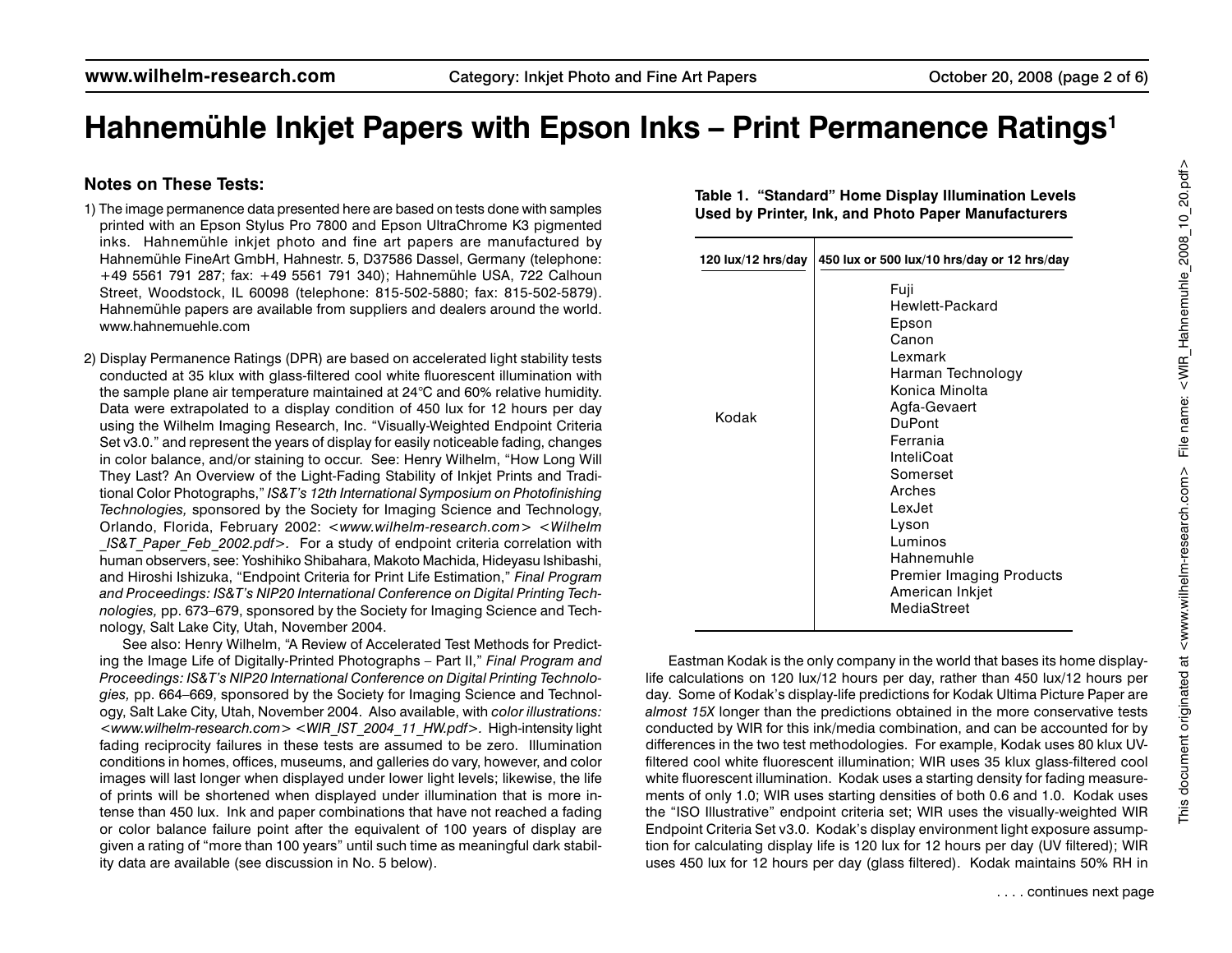# Hahnemühle Inkjet Papers with Epson Inks – Print Permanence Ratings[1]

## Notes on These Tests:

1) The image permanence data presented here are based on tests done with samples printed with an Epson Stylus Pro 7800 and Epson UltraChrome K3 pigmented inks. Hahnemühle inkjet photo and fine art papers are manufactured by Hahnemühle FineArt GmbH, Hahnestr. 5, D37586 Dassel, Germany (telephone: +49 5561 791 287; fax: +49 5561 791 340); Hahnemühle USA, 722 Calhoun Street, Woodstock, IL 60098 (telephone: 815-502-5880; fax: 815-502-5879). Hahnemühle papers are available from suppliers and dealers around the world. www.hahnemuehle.com

2) Display Permanence Ratings (DPR) are based on accelerated light stability tests conducted at 35 klux with glass-filtered cool white fluorescent illumination with the sample plane air temperature maintained at 24°C and 60% relative humidity. Data were extrapolated to a display condition of 450 lux for 12 hours per day using the Wilhelm Imaging Research, Inc. "Visually-Weighted Endpoint Criteria Set v3.0." and represent the years of display for easily noticeable fading, changes in color balance, and/or staining to occur. See: Henry Wilhelm, "How Long Will They Last? An Overview of the Light-Fading Stability of Inkjet Prints and Traditional Color Photographs," *IS&T's 12th International Symposium on Photofinishing Technologies,* sponsored by the Society for Imaging Science and Technology, Orlando, Florida, February 2002: *<www.wilhelm-research.com> <Wilhelm_IS&T_Paper_Feb_2002.pdf>*. For a study of endpoint criteria correlation with human observers, see: Yoshihiko Shibahara, Makoto Machida, Hideyasu Ishibashi, and Hiroshi Ishizuka, "Endpoint Criteria for Print Life Estimation," *Final Program and Proceedings: IS&T's NIP20 International Conference on Digital Printing Technologies,* pp. 673–679, sponsored by the Society for Imaging Science and Technology, Salt Lake City, Utah, November 2004.

   See also: Henry Wilhelm, "A Review of Accelerated Test Methods for Predicting the Image Life of Digitally-Printed Photographs – Part II," *Final Program and Proceedings: IS&T's NIP20 International Conference on Digital Printing Technologies,* pp. 664–669, sponsored by the Society for Imaging Science and Technology, Salt Lake City, Utah, November 2004. Also available, with *color illustrations: <www.wilhelm-research.com> <WIR_IST_2004_11_HW.pdf>*. High-intensity light fading reciprocity failures in these tests are assumed to be zero. Illumination conditions in homes, offices, museums, and galleries do vary, however, and color images will last longer when displayed under lower light levels; likewise, the life of prints will be shortened when displayed under illumination that is more intense than 450 lux. Ink and paper combinations that have not reached a fading or color balance failure point after the equivalent of 100 years of display are given a rating of "more than 100 years" until such time as meaningful dark stability data are available (see discussion in No. 5 below).

**Table 1. "Standard" Home Display Illumination Levels Used by Printer, Ink, and Photo Paper Manufacturers**

| 120 lux/12 hrs/day | 450 lux or 500 lux/10 hrs/day or 12 hrs/day |
|---|---|
| Kodak | Fuji<br>Hewlett-Packard<br>Epson<br>Canon<br>Lexmark<br>Harman Technology<br>Konica Minolta<br>Agfa-Gevaert<br>DuPont<br>Ferrania<br>InteliCoat<br>Somerset<br>Arches<br>LexJet<br>Lyson<br>Luminos<br>Hahnemuhle<br>Premier Imaging Products<br>American Inkjet<br>MediaStreet |

Eastman Kodak is the only company in the world that bases its home display-life calculations on 120 lux/12 hours per day, rather than 450 lux/12 hours per day. Some of Kodak's display-life predictions for Kodak Ultima Picture Paper are *almost 15X* longer than the predictions obtained in the more conservative tests conducted by WIR for this ink/media combination, and can be accounted for by differences in the two test methodologies. For example, Kodak uses 80 klux UV-filtered cool white fluorescent illumination; WIR uses 35 klux glass-filtered cool white fluorescent illumination. Kodak uses a starting density for fading measurements of only 1.0; WIR uses starting densities of both 0.6 and 1.0. Kodak uses the "ISO Illustrative" endpoint criteria set; WIR uses the visually-weighted WIR Endpoint Criteria Set v3.0. Kodak's display environment light exposure assumption for calculating display life is 120 lux for 12 hours per day (UV filtered); WIR uses 450 lux for 12 hours per day (glass filtered). Kodak maintains 50% RH in

. . . . continues next page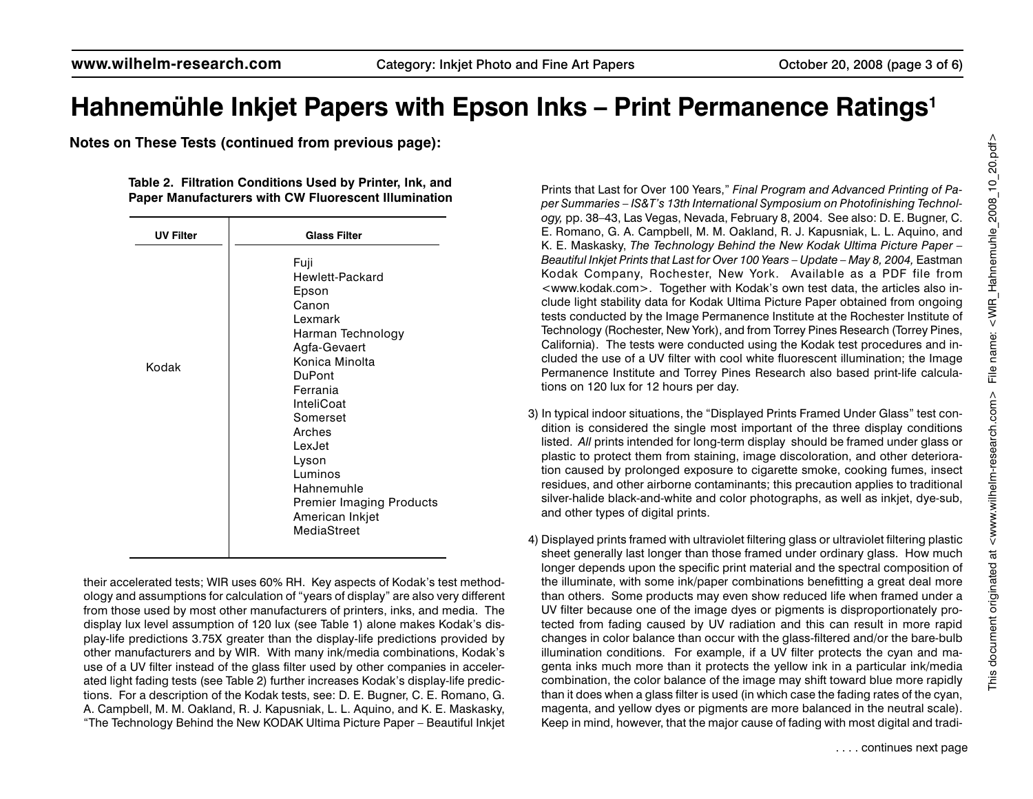# Hahnemühle Inkjet Papers with Epson Inks – Print Permanence Ratings[1]

**Notes on These Tests (continued from previous page):**

**Table 2. Filtration Conditions Used by Printer, Ink, and Paper Manufacturers with CW Fluorescent Illumination**

| UV Filter | Glass Filter |
|---|---|
| Kodak | Fuji<br>Hewlett-Packard<br>Epson<br>Canon<br>Lexmark<br>Harman Technology<br>Agfa-Gevaert<br>Konica Minolta<br>DuPont<br>Ferrania<br>InteliCoat<br>Somerset<br>Arches<br>LexJet<br>Lyson<br>Luminos<br>Hahnemuhle<br>Premier Imaging Products<br>American Inkjet<br>MediaStreet |

their accelerated tests; WIR uses 60% RH. Key aspects of Kodak's test methodology and assumptions for calculation of "years of display" are also very different from those used by most other manufacturers of printers, inks, and media. The display lux level assumption of 120 lux (see Table 1) alone makes Kodak's display-life predictions 3.75X greater than the display-life predictions provided by other manufacturers and by WIR. With many ink/media combinations, Kodak's use of a UV filter instead of the glass filter used by other companies in accelerated light fading tests (see Table 2) further increases Kodak's display-life predictions. For a description of the Kodak tests, see: D. E. Bugner, C. E. Romano, G. A. Campbell, M. M. Oakland, R. J. Kapusniak, L. L. Aquino, and K. E. Maskasky, "The Technology Behind the New KODAK Ultima Picture Paper – Beautiful Inkjet Prints that Last for Over 100 Years," *Final Program and Advanced Printing of Paper Summaries – IS&T's 13th International Symposium on Photofinishing Technology,* pp. 38–43, Las Vegas, Nevada, February 8, 2004. See also: D. E. Bugner, C. E. Romano, G. A. Campbell, M. M. Oakland, R. J. Kapusniak, L. L. Aquino, and K. E. Maskasky, *The Technology Behind the New Kodak Ultima Picture Paper – Beautiful Inkjet Prints that Last for Over 100 Years – Update – May 8, 2004,* Eastman Kodak Company, Rochester, New York. Available as a PDF file from <www.kodak.com>. Together with Kodak's own test data, the articles also include light stability data for Kodak Ultima Picture Paper obtained from ongoing tests conducted by the Image Permanence Institute at the Rochester Institute of Technology (Rochester, New York), and from Torrey Pines Research (Torrey Pines, California). The tests were conducted using the Kodak test procedures and included the use of a UV filter with cool white fluorescent illumination; the Image Permanence Institute and Torrey Pines Research also based print-life calculations on 120 lux for 12 hours per day.

3) In typical indoor situations, the "Displayed Prints Framed Under Glass" test condition is considered the single most important of the three display conditions listed. *All* prints intended for long-term display should be framed under glass or plastic to protect them from staining, image discoloration, and other deterioration caused by prolonged exposure to cigarette smoke, cooking fumes, insect residues, and other airborne contaminants; this precaution applies to traditional silver-halide black-and-white and color photographs, as well as inkjet, dye-sub, and other types of digital prints.

4) Displayed prints framed with ultraviolet filtering glass or ultraviolet filtering plastic sheet generally last longer than those framed under ordinary glass. How much longer depends upon the specific print material and the spectral composition of the illuminate, with some ink/paper combinations benefitting a great deal more than others. Some products may even show reduced life when framed under a UV filter because one of the image dyes or pigments is disproportionately protected from fading caused by UV radiation and this can result in more rapid changes in color balance than occur with the glass-filtered and/or the bare-bulb illumination conditions. For example, if a UV filter protects the cyan and magenta inks much more than it protects the yellow ink in a particular ink/media combination, the color balance of the image may shift toward blue more rapidly than it does when a glass filter is used (in which case the fading rates of the cyan, magenta, and yellow dyes or pigments are more balanced in the neutral scale). Keep in mind, however, that the major cause of fading with most digital and tradi-

. . . . continues next page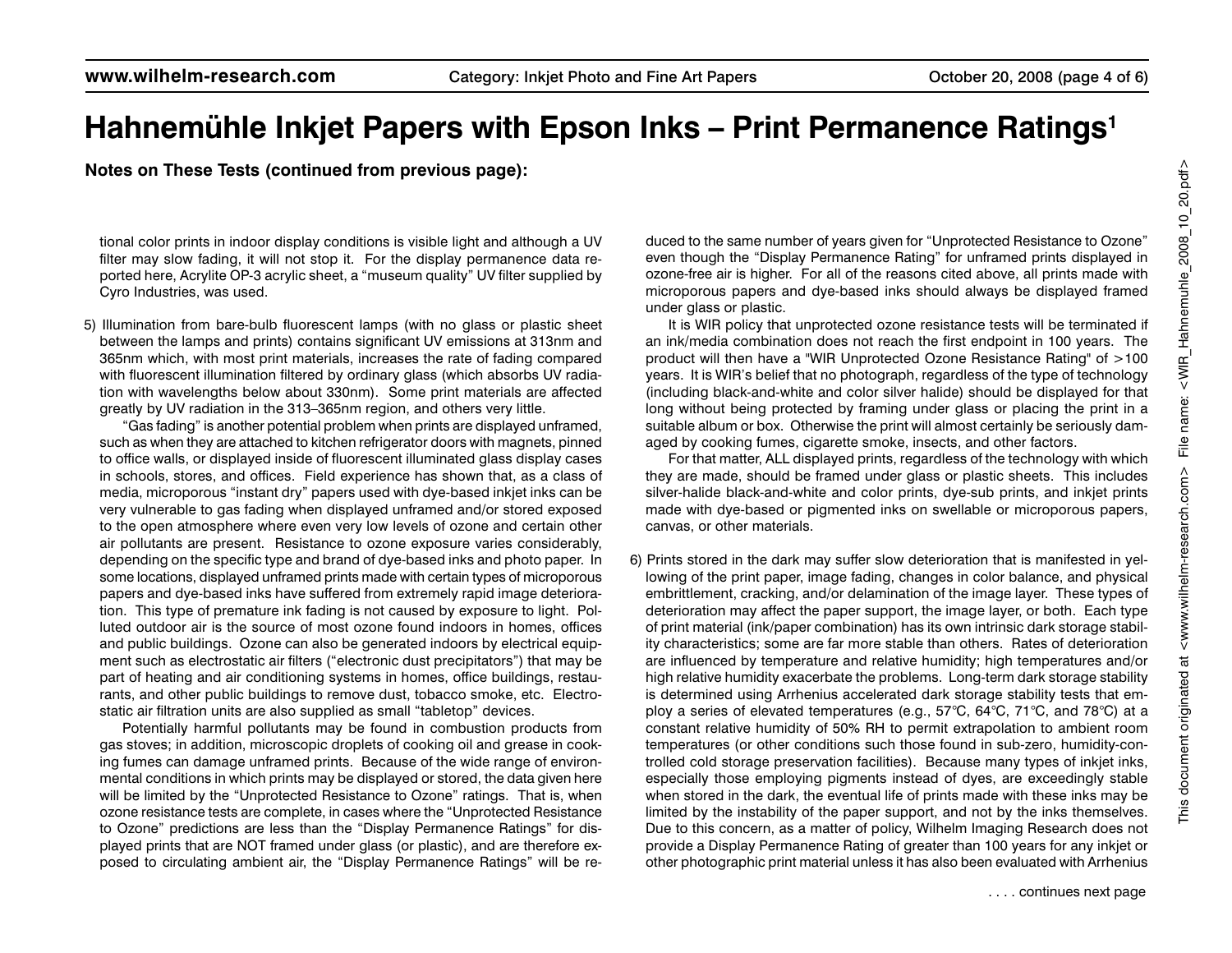# Hahnemühle Inkjet Papers with Epson Inks – Print Permanence Ratings[1]

**Notes on These Tests (continued from previous page):**

tional color prints in indoor display conditions is visible light and although a UV filter may slow fading, it will not stop it. For the display permanence data reported here, Acrylite OP-3 acrylic sheet, a "museum quality" UV filter supplied by Cyro Industries, was used.

5) Illumination from bare-bulb fluorescent lamps (with no glass or plastic sheet between the lamps and prints) contains significant UV emissions at 313nm and 365nm which, with most print materials, increases the rate of fading compared with fluorescent illumination filtered by ordinary glass (which absorbs UV radiation with wavelengths below about 330nm). Some print materials are affected greatly by UV radiation in the 313–365nm region, and others very little.

"Gas fading" is another potential problem when prints are displayed unframed, such as when they are attached to kitchen refrigerator doors with magnets, pinned to office walls, or displayed inside of fluorescent illuminated glass display cases in schools, stores, and offices. Field experience has shown that, as a class of media, microporous "instant dry" papers used with dye-based inkjet inks can be very vulnerable to gas fading when displayed unframed and/or stored exposed to the open atmosphere where even very low levels of ozone and certain other air pollutants are present. Resistance to ozone exposure varies considerably, depending on the specific type and brand of dye-based inks and photo paper. In some locations, displayed unframed prints made with certain types of microporous papers and dye-based inks have suffered from extremely rapid image deterioration. This type of premature ink fading is not caused by exposure to light. Polluted outdoor air is the source of most ozone found indoors in homes, offices and public buildings. Ozone can also be generated indoors by electrical equipment such as electrostatic air filters ("electronic dust precipitators") that may be part of heating and air conditioning systems in homes, office buildings, restaurants, and other public buildings to remove dust, tobacco smoke, etc. Electrostatic air filtration units are also supplied as small "tabletop" devices.

Potentially harmful pollutants may be found in combustion products from gas stoves; in addition, microscopic droplets of cooking oil and grease in cooking fumes can damage unframed prints. Because of the wide range of environmental conditions in which prints may be displayed or stored, the data given here will be limited by the "Unprotected Resistance to Ozone" ratings. That is, when ozone resistance tests are complete, in cases where the "Unprotected Resistance to Ozone" predictions are less than the "Display Permanence Ratings" for displayed prints that are NOT framed under glass (or plastic), and are therefore exposed to circulating ambient air, the "Display Permanence Ratings" will be reduced to the same number of years given for "Unprotected Resistance to Ozone" even though the "Display Permanence Rating" for unframed prints displayed in ozone-free air is higher. For all of the reasons cited above, all prints made with microporous papers and dye-based inks should always be displayed framed under glass or plastic.

It is WIR policy that unprotected ozone resistance tests will be terminated if an ink/media combination does not reach the first endpoint in 100 years. The product will then have a "WIR Unprotected Ozone Resistance Rating" of >100 years. It is WIR's belief that no photograph, regardless of the type of technology (including black-and-white and color silver halide) should be displayed for that long without being protected by framing under glass or placing the print in a suitable album or box. Otherwise the print will almost certainly be seriously damaged by cooking fumes, cigarette smoke, insects, and other factors.

For that matter, ALL displayed prints, regardless of the technology with which they are made, should be framed under glass or plastic sheets. This includes silver-halide black-and-white and color prints, dye-sub prints, and inkjet prints made with dye-based or pigmented inks on swellable or microporous papers, canvas, or other materials.

6) Prints stored in the dark may suffer slow deterioration that is manifested in yellowing of the print paper, image fading, changes in color balance, and physical embrittlement, cracking, and/or delamination of the image layer. These types of deterioration may affect the paper support, the image layer, or both. Each type of print material (ink/paper combination) has its own intrinsic dark storage stability characteristics; some are far more stable than others. Rates of deterioration are influenced by temperature and relative humidity; high temperatures and/or high relative humidity exacerbate the problems. Long-term dark storage stability is determined using Arrhenius accelerated dark storage stability tests that employ a series of elevated temperatures (e.g., 57°C, 64°C, 71°C, and 78°C) at a constant relative humidity of 50% RH to permit extrapolation to ambient room temperatures (or other conditions such those found in sub-zero, humidity-controlled cold storage preservation facilities). Because many types of inkjet inks, especially those employing pigments instead of dyes, are exceedingly stable when stored in the dark, the eventual life of prints made with these inks may be limited by the instability of the paper support, and not by the inks themselves. Due to this concern, as a matter of policy, Wilhelm Imaging Research does not provide a Display Permanence Rating of greater than 100 years for any inkjet or other photographic print material unless it has also been evaluated with Arrhenius

. . . . continues next page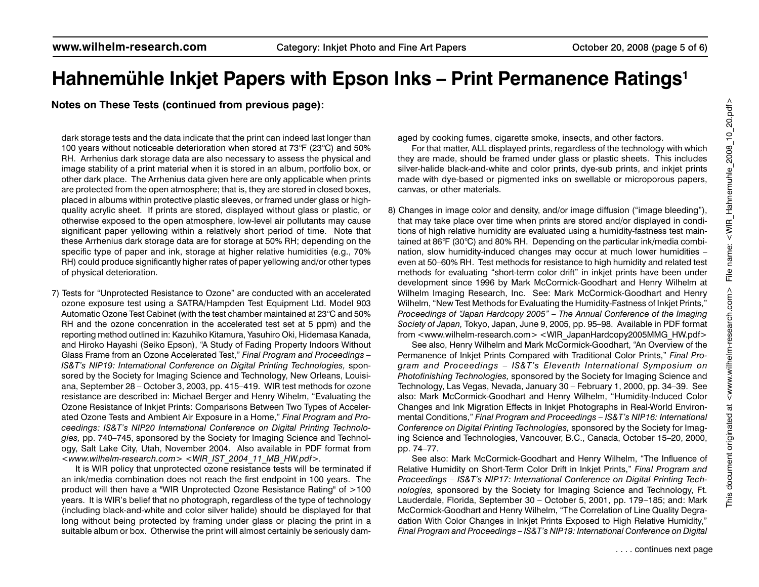# Hahnemühle Inkjet Papers with Epson Inks – Print Permanence Ratings[1]

**Notes on These Tests (continued from previous page):**

dark storage tests and the data indicate that the print can indeed last longer than 100 years without noticeable deterioration when stored at 73°F (23°C) and 50% RH. Arrhenius dark storage data are also necessary to assess the physical and image stability of a print material when it is stored in an album, portfolio box, or other dark place. The Arrhenius data given here are only applicable when prints are protected from the open atmosphere; that is, they are stored in closed boxes, placed in albums within protective plastic sleeves, or framed under glass or high-quality acrylic sheet. If prints are stored, displayed without glass or plastic, or otherwise exposed to the open atmosphere, low-level air pollutants may cause significant paper yellowing within a relatively short period of time. Note that these Arrhenius dark storage data are for storage at 50% RH; depending on the specific type of paper and ink, storage at higher relative humidities (e.g., 70% RH) could produce significantly higher rates of paper yellowing and/or other types of physical deterioration.

7) Tests for "Unprotected Resistance to Ozone" are conducted with an accelerated ozone exposure test using a SATRA/Hampden Test Equipment Ltd. Model 903 Automatic Ozone Test Cabinet (with the test chamber maintained at 23°C and 50% RH and the ozone concenration in the accelerated test set at 5 ppm) and the reporting method outlined in: Kazuhiko Kitamura, Yasuhiro Oki, Hidemasa Kanada, and Hiroko Hayashi (Seiko Epson), "A Study of Fading Property Indoors Without Glass Frame from an Ozone Accelerated Test," *Final Program and Proceedings – IS&T's NIP19: International Conference on Digital Printing Technologies,* sponsored by the Society for Imaging Science and Technology, New Orleans, Louisiana, September 28 – October 3, 2003, pp. 415–419. WIR test methods for ozone resistance are described in: Michael Berger and Henry Wihelm, "Evaluating the Ozone Resistance of Inkjet Prints: Comparisons Between Two Types of Accelerated Ozone Tests and Ambient Air Exposure in a Home," *Final Program and Proceedings: IS&T's NIP20 International Conference on Digital Printing Technologies,* pp. 740–745, sponsored by the Society for Imaging Science and Technology, Salt Lake City, Utah, November 2004. Also available in PDF format from *<www.wilhelm-research.com> <WIR_IST_2004_11_MB_HW.pdf>.*

It is WIR policy that unprotected ozone resistance tests will be terminated if an ink/media combination does not reach the first endpoint in 100 years. The product will then have a "WIR Unprotected Ozone Resistance Rating" of >100 years. It is WIR's belief that no photograph, regardless of the type of technology (including black-and-white and color silver halide) should be displayed for that long without being protected by framing under glass or placing the print in a suitable album or box. Otherwise the print will almost certainly be seriously damaged by cooking fumes, cigarette smoke, insects, and other factors.

For that matter, ALL displayed prints, regardless of the technology with which they are made, should be framed under glass or plastic sheets. This includes silver-halide black-and-white and color prints, dye-sub prints, and inkjet prints made with dye-based or pigmented inks on swellable or microporous papers, canvas, or other materials.

8) Changes in image color and density, and/or image diffusion ("image bleeding"), that may take place over time when prints are stored and/or displayed in conditions of high relative humidity are evaluated using a humidity-fastness test maintained at 86°F (30°C) and 80% RH. Depending on the particular ink/media combination, slow humidity-induced changes may occur at much lower humidities – even at 50–60% RH. Test methods for resistance to high humidity and related test methods for evaluating "short-term color drift" in inkjet prints have been under development since 1996 by Mark McCormick-Goodhart and Henry Wilhelm at Wilhelm Imaging Research, Inc. See: Mark McCormick-Goodhart and Henry Wilhelm, "New Test Methods for Evaluating the Humidity-Fastness of Inkjet Prints," *Proceedings of "Japan Hardcopy 2005" – The Annual Conference of the Imaging Society of Japan,* Tokyo, Japan, June 9, 2005, pp. 95–98. Available in PDF format from <www.wilhelm-research.com> <WIR_JapanHardcopy2005MMG_HW.pdf>

See also, Henry Wilhelm and Mark McCormick-Goodhart, "An Overview of the Permanence of Inkjet Prints Compared with Traditional Color Prints," *Final Program and Proceedings – IS&T's Eleventh International Symposium on Photofinishing Technologies,* sponsored by the Society for Imaging Science and Technology, Las Vegas, Nevada, January 30 – February 1, 2000, pp. 34–39. See also: Mark McCormick-Goodhart and Henry Wilhelm, "Humidity-Induced Color Changes and Ink Migration Effects in Inkjet Photographs in Real-World Environmental Conditions," *Final Program and Proceedings – IS&T's NIP16: International Conference on Digital Printing Technologies,* sponsored by the Society for Imaging Science and Technologies, Vancouver, B.C., Canada, October 15–20, 2000, pp. 74–77.

See also: Mark McCormick-Goodhart and Henry Wilhelm, "The Influence of Relative Humidity on Short-Term Color Drift in Inkjet Prints," *Final Program and Proceedings – IS&T's NIP17: International Conference on Digital Printing Technologies,* sponsored by the Society for Imaging Science and Technology, Ft. Lauderdale, Florida, September 30 – October 5, 2001, pp. 179–185; and: Mark McCormick-Goodhart and Henry Wilhelm, "The Correlation of Line Quality Degradation With Color Changes in Inkjet Prints Exposed to High Relative Humidity," *Final Program and Proceedings – IS&T's NIP19: International Conference on Digital*

. . . . continues next page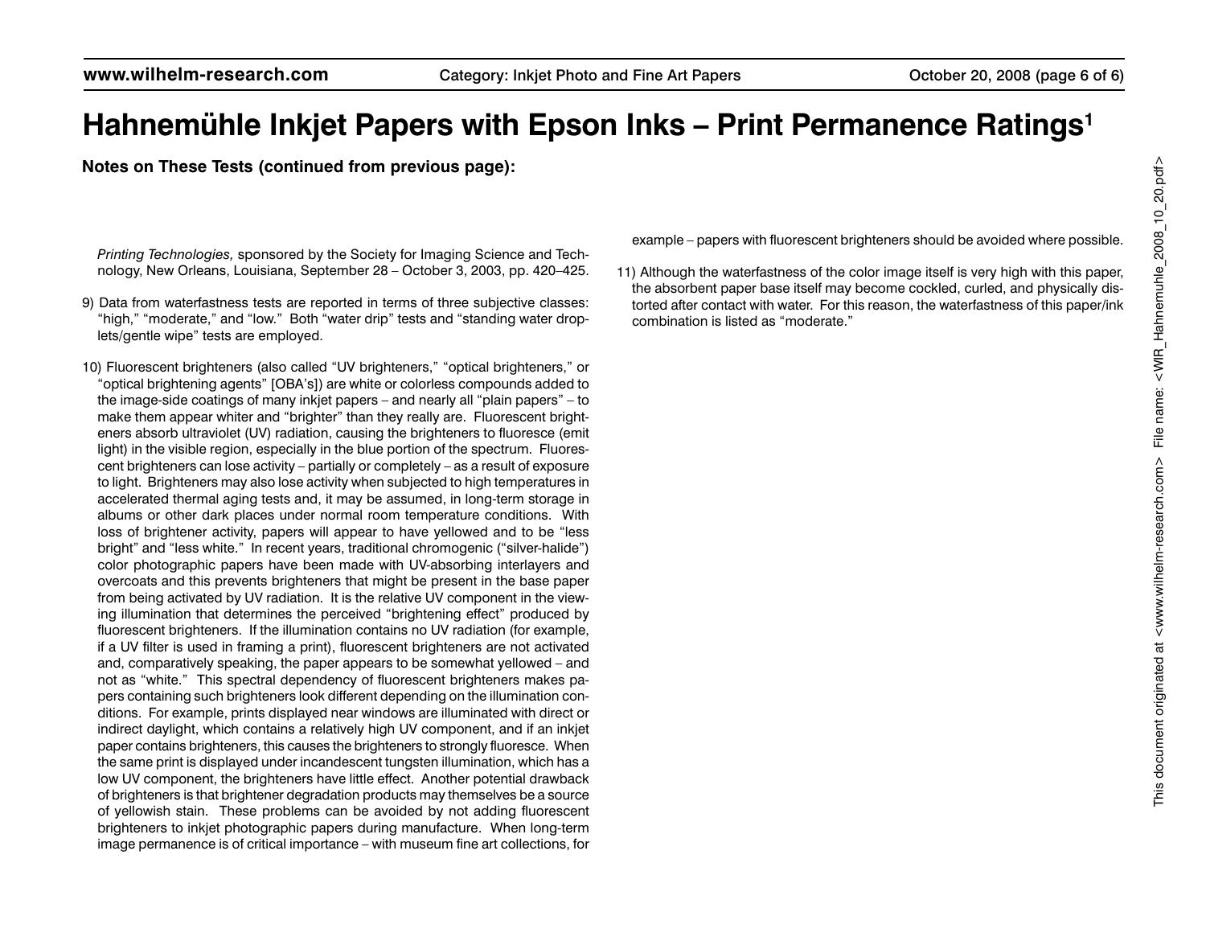# Hahnemühle Inkjet Papers with Epson Inks – Print Permanence Ratings[1]

**Notes on These Tests (continued from previous page):**

*Printing Technologies,* sponsored by the Society for Imaging Science and Technology, New Orleans, Louisiana, September 28 – October 3, 2003, pp. 420–425.

9) Data from waterfastness tests are reported in terms of three subjective classes: "high," "moderate," and "low." Both "water drip" tests and "standing water droplets/gentle wipe" tests are employed.

10) Fluorescent brighteners (also called "UV brighteners," "optical brighteners," or "optical brightening agents" [OBA's]) are white or colorless compounds added to the image-side coatings of many inkjet papers – and nearly all "plain papers" – to make them appear whiter and "brighter" than they really are. Fluorescent brighteners absorb ultraviolet (UV) radiation, causing the brighteners to fluoresce (emit light) in the visible region, especially in the blue portion of the spectrum. Fluorescent brighteners can lose activity – partially or completely – as a result of exposure to light. Brighteners may also lose activity when subjected to high temperatures in accelerated thermal aging tests and, it may be assumed, in long-term storage in albums or other dark places under normal room temperature conditions. With loss of brightener activity, papers will appear to have yellowed and to be "less bright" and "less white." In recent years, traditional chromogenic ("silver-halide") color photographic papers have been made with UV-absorbing interlayers and overcoats and this prevents brighteners that might be present in the base paper from being activated by UV radiation. It is the relative UV component in the viewing illumination that determines the perceived "brightening effect" produced by fluorescent brighteners. If the illumination contains no UV radiation (for example, if a UV filter is used in framing a print), fluorescent brighteners are not activated and, comparatively speaking, the paper appears to be somewhat yellowed – and not as "white." This spectral dependency of fluorescent brighteners makes papers containing such brighteners look different depending on the illumination conditions. For example, prints displayed near windows are illuminated with direct or indirect daylight, which contains a relatively high UV component, and if an inkjet paper contains brighteners, this causes the brighteners to strongly fluoresce. When the same print is displayed under incandescent tungsten illumination, which has a low UV component, the brighteners have little effect. Another potential drawback of brighteners is that brightener degradation products may themselves be a source of yellowish stain. These problems can be avoided by not adding fluorescent brighteners to inkjet photographic papers during manufacture. When long-term image permanence is of critical importance – with museum fine art collections, for example – papers with fluorescent brighteners should be avoided where possible.

11) Although the waterfastness of the color image itself is very high with this paper, the absorbent paper base itself may become cockled, curled, and physically distorted after contact with water. For this reason, the waterfastness of this paper/ink combination is listed as "moderate."